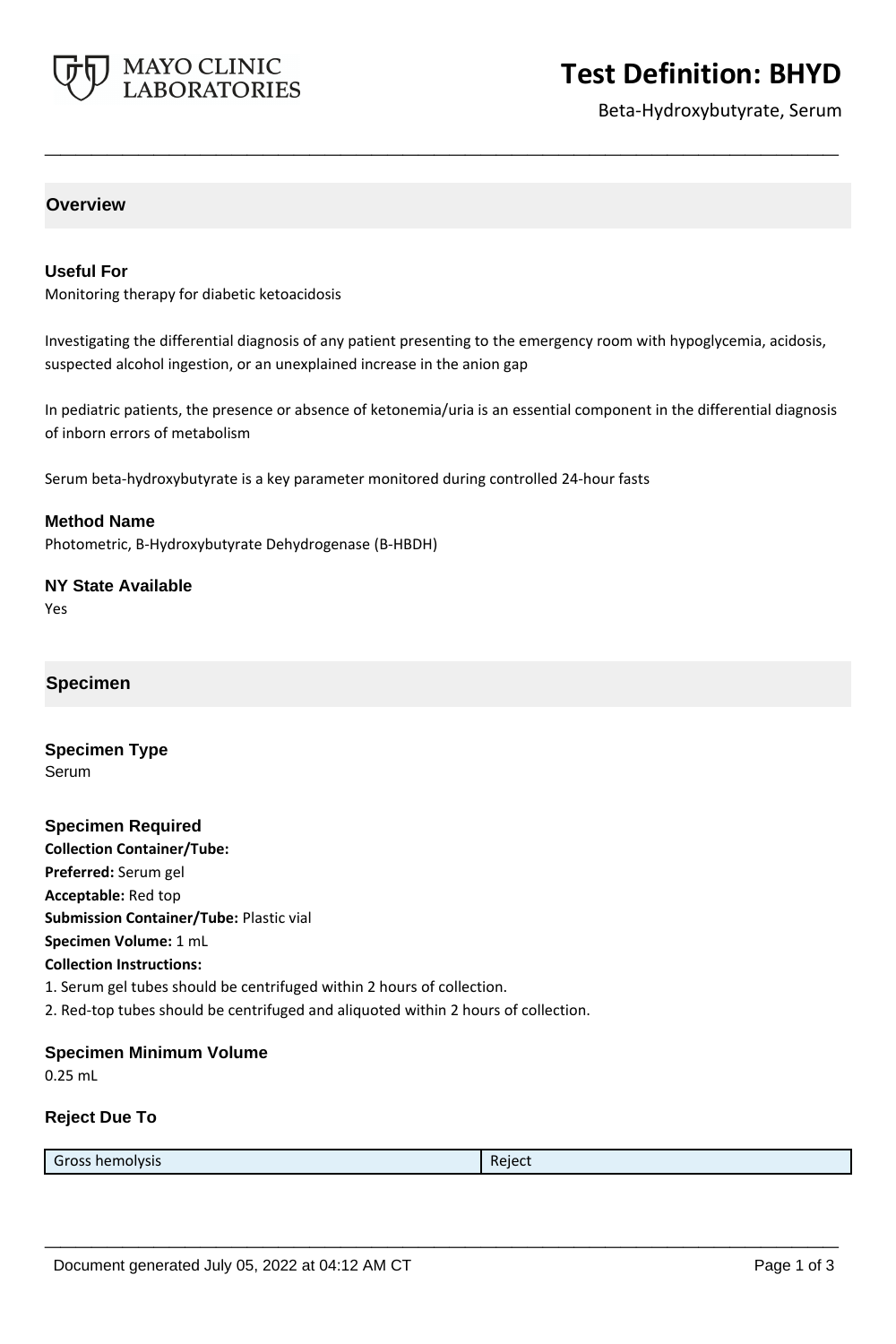# Test Definition: BHYD

Beta-Hydroxybutyrate, Serum

## Overview

### Useful For

Monitoring therapy for diabetic ketoacidosis

Investigating the differential diagnosis of any patient presenting to the emergency room with hypoglycemia, acidosis, suspected alcohol ingestion, or an unexplained increase in the anion gap

In pediatric patients, the presence or absence of ketonemia/uria is an essential component in the differential diagnosis of inborn errors of metabolism

Serum beta-hydroxybutyrate is a key parameter monitored during controlled 24-hour fasts

### Method Name

Photometric, B-Hydroxybutyrate Dehydrogenase (B-HBDH)

### NY State Available

Yes

## Specimen

### Specimen Type

Serum

### Specimen Required

**Collection Container/Tube:**
**Preferred:** Serum gel
**Acceptable:** Red top
**Submission Container/Tube:** Plastic vial
**Specimen Volume:** 1 mL
**Collection Instructions:**
1. Serum gel tubes should be centrifuged within 2 hours of collection.
2. Red-top tubes should be centrifuged and aliquoted within 2 hours of collection.

### Specimen Minimum Volume

0.25 mL

### Reject Due To

| Gross hemolysis | Reject |
|---|---|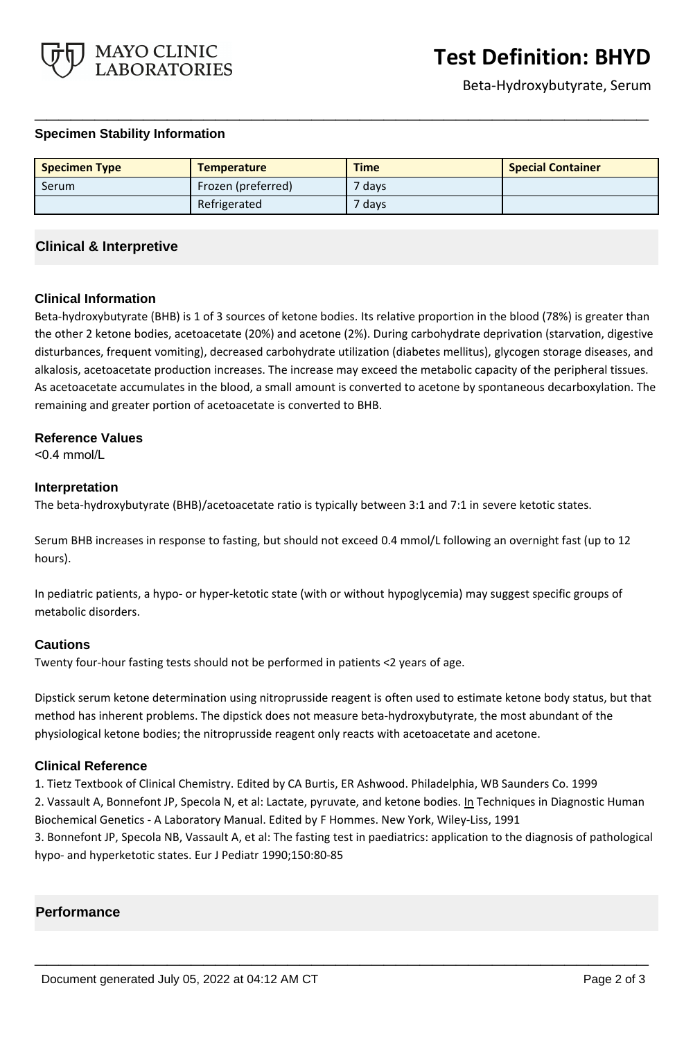### Specimen Stability Information

| Specimen Type | Temperature | Time | Special Container |
|---|---|---|---|
| Serum | Frozen (preferred) | 7 days | |
| | Refrigerated | 7 days | |

## Clinical & Interpretive

### Clinical Information

Beta-hydroxybutyrate (BHB) is 1 of 3 sources of ketone bodies. Its relative proportion in the blood (78%) is greater than the other 2 ketone bodies, acetoacetate (20%) and acetone (2%). During carbohydrate deprivation (starvation, digestive disturbances, frequent vomiting), decreased carbohydrate utilization (diabetes mellitus), glycogen storage diseases, and alkalosis, acetoacetate production increases. The increase may exceed the metabolic capacity of the peripheral tissues. As acetoacetate accumulates in the blood, a small amount is converted to acetone by spontaneous decarboxylation. The remaining and greater portion of acetoacetate is converted to BHB.

### Reference Values

<0.4 mmol/L

### Interpretation

The beta-hydroxybutyrate (BHB)/acetoacetate ratio is typically between 3:1 and 7:1 in severe ketotic states.

Serum BHB increases in response to fasting, but should not exceed 0.4 mmol/L following an overnight fast (up to 12 hours).

In pediatric patients, a hypo- or hyper-ketotic state (with or without hypoglycemia) may suggest specific groups of metabolic disorders.

### Cautions

Twenty four-hour fasting tests should not be performed in patients <2 years of age.

Dipstick serum ketone determination using nitroprusside reagent is often used to estimate ketone body status, but that method has inherent problems. The dipstick does not measure beta-hydroxybutyrate, the most abundant of the physiological ketone bodies; the nitroprusside reagent only reacts with acetoacetate and acetone.

### Clinical Reference

1. Tietz Textbook of Clinical Chemistry. Edited by CA Burtis, ER Ashwood. Philadelphia, WB Saunders Co. 1999
2. Vassault A, Bonnefont JP, Specola N, et al: Lactate, pyruvate, and ketone bodies. In Techniques in Diagnostic Human Biochemical Genetics - A Laboratory Manual. Edited by F Hommes. New York, Wiley-Liss, 1991
3. Bonnefont JP, Specola NB, Vassault A, et al: The fasting test in paediatrics: application to the diagnosis of pathological hypo- and hyperketotic states. Eur J Pediatr 1990;150:80-85

## Performance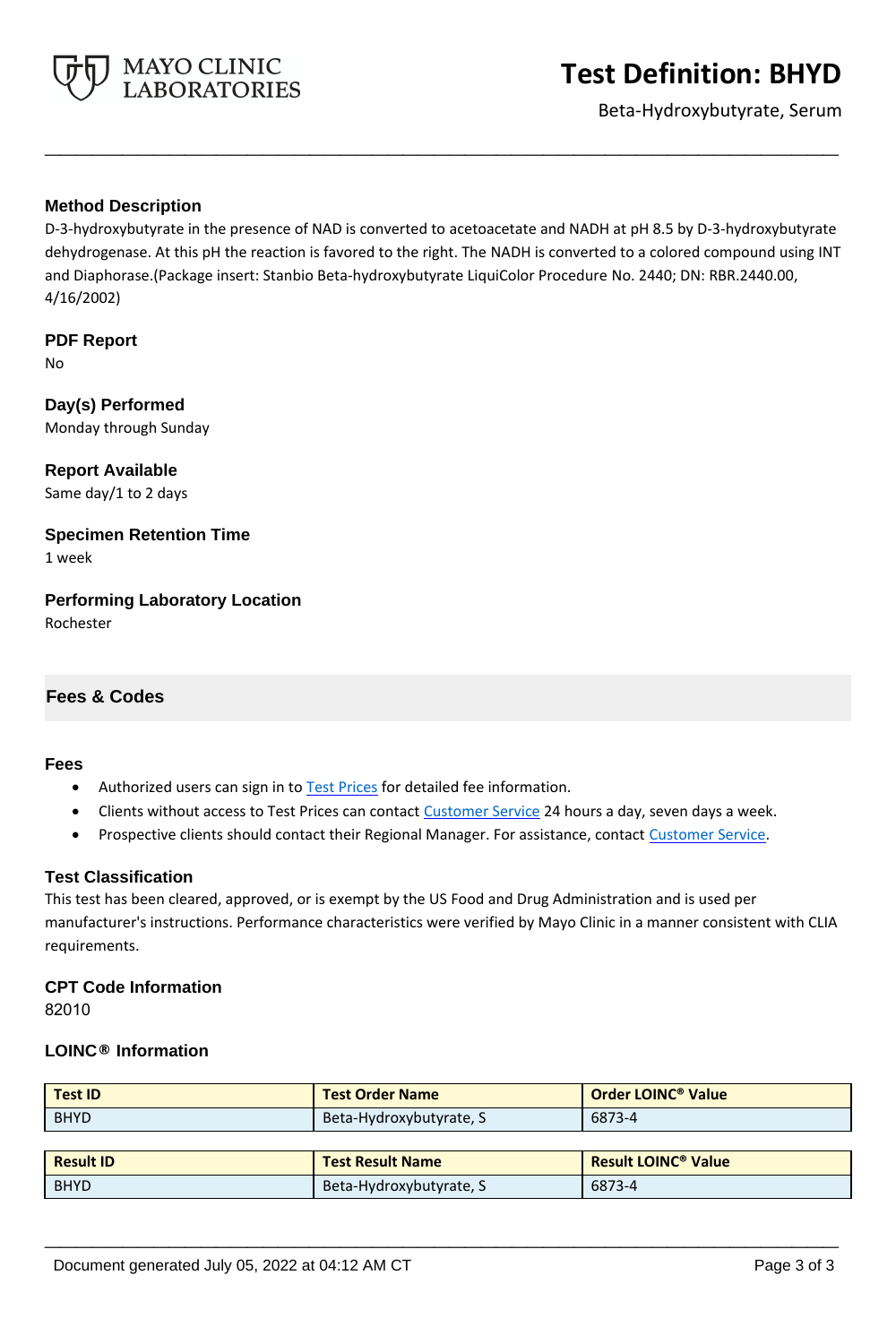### Method Description

D-3-hydroxybutyrate in the presence of NAD is converted to acetoacetate and NADH at pH 8.5 by D-3-hydroxybutyrate dehydrogenase. At this pH the reaction is favored to the right. The NADH is converted to a colored compound using INT and Diaphorase.(Package insert: Stanbio Beta-hydroxybutyrate LiquiColor Procedure No. 2440; DN: RBR.2440.00, 4/16/2002)

### PDF Report

No

### Day(s) Performed

Monday through Sunday

### Report Available

Same day/1 to 2 days

### Specimen Retention Time

1 week

### Performing Laboratory Location

Rochester

## Fees & Codes

### Fees

- Authorized users can sign in to Test Prices for detailed fee information.
- Clients without access to Test Prices can contact Customer Service 24 hours a day, seven days a week.
- Prospective clients should contact their Regional Manager. For assistance, contact Customer Service.

### Test Classification

This test has been cleared, approved, or is exempt by the US Food and Drug Administration and is used per manufacturer's instructions. Performance characteristics were verified by Mayo Clinic in a manner consistent with CLIA requirements.

### CPT Code Information

82010

### LOINC® Information

| Test ID | Test Order Name | Order LOINC® Value |
|---|---|---|
| BHYD | Beta-Hydroxybutyrate, S | 6873-4 |

| Result ID | Test Result Name | Result LOINC® Value |
|---|---|---|
| BHYD | Beta-Hydroxybutyrate, S | 6873-4 |